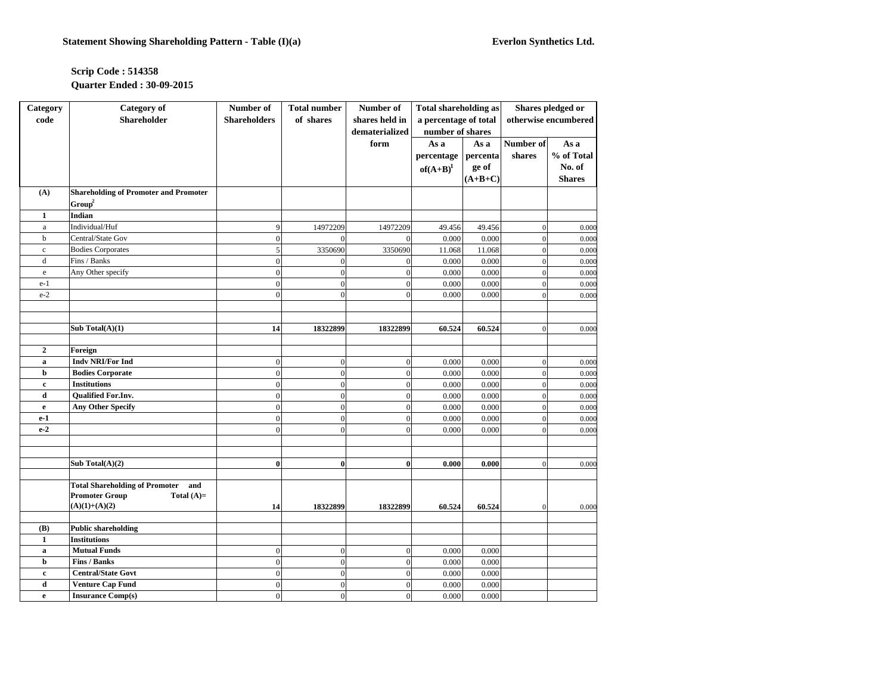**Statement Showing Shareholding Pattern - Table (I)(a)**

**Everlon Synthetics Ltd.**

**Scrip Code : 514358**

**Quarter Ended : 30-09-2015**

| Category code | Category of Shareholder | Number of Shareholders | Total number of shares | Number of shares held in dematerialized form | Total shareholding as a percentage of total number of shares | | Shares pledged or otherwise encumbered | |
|---|---|---|---|---|---|---|---|---|
| | | | | | As a percentage of(A+B)[1] | As a percentage of (A+B+C) | Number of shares | As a % of Total No. of Shares |
| **(A)** | **Shareholding of Promoter and Promoter Group[2]** | | | | | | | |
| **1** | **Indian** | | | | | | | |
| a | Individual/Huf | 9 | 14972209 | 14972209 | 49.456 | 49.456 | 0 | 0.000 |
| b | Central/State Gov | 0 | 0 | 0 | 0.000 | 0.000 | 0 | 0.000 |
| c | Bodies Corporates | 5 | 3350690 | 3350690 | 11.068 | 11.068 | 0 | 0.000 |
| d | Fins / Banks | 0 | 0 | 0 | 0.000 | 0.000 | 0 | 0.000 |
| e | Any Other specify | 0 | 0 | 0 | 0.000 | 0.000 | 0 | 0.000 |
| e-1 | | 0 | 0 | 0 | 0.000 | 0.000 | 0 | 0.000 |
| e-2 | | 0 | 0 | 0 | 0.000 | 0.000 | 0 | 0.000 |
| | | | | | | | | |
| | | | | | | | | |
| | **Sub Total(A)(1)** | **14** | **18322899** | **18322899** | **60.524** | **60.524** | 0 | 0.000 |
| | | | | | | | | |
| **2** | **Foreign** | | | | | | | |
| **a** | **Indv NRI/For Ind** | 0 | 0 | 0 | 0.000 | 0.000 | 0 | 0.000 |
| **b** | **Bodies Corporate** | 0 | 0 | 0 | 0.000 | 0.000 | 0 | 0.000 |
| **c** | **Institutions** | 0 | 0 | 0 | 0.000 | 0.000 | 0 | 0.000 |
| **d** | **Qualified For.Inv.** | 0 | 0 | 0 | 0.000 | 0.000 | 0 | 0.000 |
| **e** | **Any Other Specify** | 0 | 0 | 0 | 0.000 | 0.000 | 0 | 0.000 |
| **e-1** | | 0 | 0 | 0 | 0.000 | 0.000 | 0 | 0.000 |
| **e-2** | | 0 | 0 | 0 | 0.000 | 0.000 | 0 | 0.000 |
| | | | | | | | | |
| | | | | | | | | |
| | **Sub Total(A)(2)** | **0** | **0** | **0** | **0.000** | **0.000** | 0 | 0.000 |
| | | | | | | | | |
| | **Total Shareholding of Promoter and Promoter Group Total (A)= (A)(1)+(A)(2)** | **14** | **18322899** | **18322899** | **60.524** | **60.524** | 0 | 0.000 |
| | | | | | | | | |
| **(B)** | **Public shareholding** | | | | | | | |
| **1** | **Institutions** | | | | | | | |
| **a** | **Mutual Funds** | 0 | 0 | 0 | 0.000 | 0.000 | | |
| **b** | **Fins / Banks** | 0 | 0 | 0 | 0.000 | 0.000 | | |
| **c** | **Central/State Govt** | 0 | 0 | 0 | 0.000 | 0.000 | | |
| **d** | **Venture Cap Fund** | 0 | 0 | 0 | 0.000 | 0.000 | | |
| **e** | **Insurance Comp(s)** | 0 | 0 | 0 | 0.000 | 0.000 | | |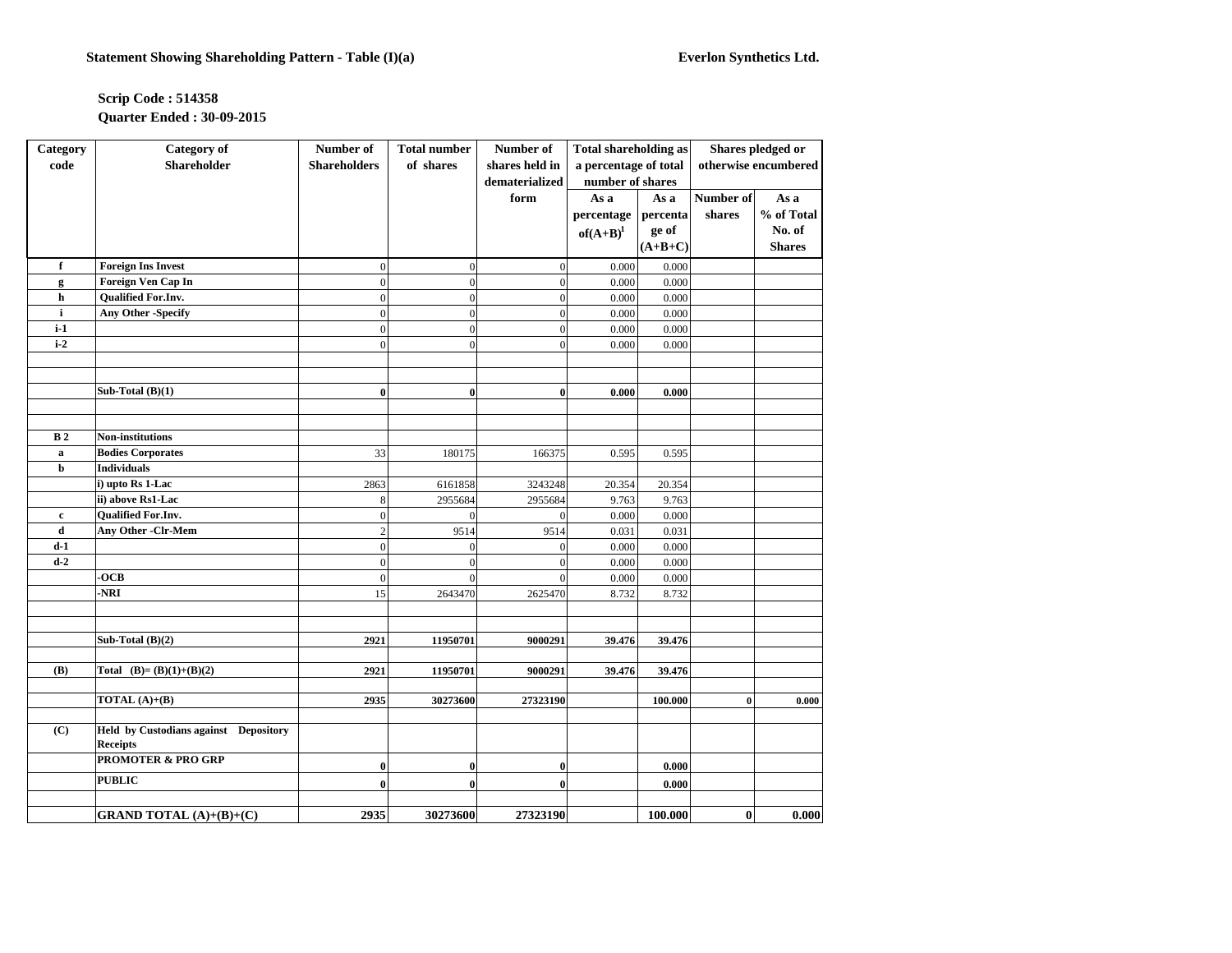**Statement Showing Shareholding Pattern - Table (I)(a)** **Everlon Synthetics Ltd.**

**Scrip Code : 514358**
**Quarter Ended : 30-09-2015**

| Category code | Category of Shareholder | Number of Shareholders | Total number of shares | Number of shares held in dematerialized form | Total shareholding as a percentage of total number of shares | | Shares pledged or otherwise encumbered | |
|---|---|---|---|---|---|---|---|---|
| | | | | | As a percentage of(A+B)[1] | As a percentage of (A+B+C) | Number of shares | As a % of Total No. of Shares |
| f | Foreign Ins Invest | 0 | 0 | 0 | 0.000 | 0.000 | | |
| g | Foreign Ven Cap In | 0 | 0 | 0 | 0.000 | 0.000 | | |
| h | Qualified For.Inv. | 0 | 0 | 0 | 0.000 | 0.000 | | |
| i | Any Other -Specify | 0 | 0 | 0 | 0.000 | 0.000 | | |
| i-1 | | 0 | 0 | 0 | 0.000 | 0.000 | | |
| i-2 | | 0 | 0 | 0 | 0.000 | 0.000 | | |
| | | | | | | | | |
| | | | | | | | | |
| | **Sub-Total (B)(1)** | **0** | **0** | **0** | **0.000** | **0.000** | | |
| | | | | | | | | |
| | | | | | | | | |
| **B 2** | **Non-institutions** | | | | | | | |
| a | Bodies Corporates | 33 | 180175 | 166375 | 0.595 | 0.595 | | |
| b | Individuals | | | | | | | |
| | i) upto Rs 1-Lac | 2863 | 6161858 | 3243248 | 20.354 | 20.354 | | |
| | ii) above Rs1-Lac | 8 | 2955684 | 2955684 | 9.763 | 9.763 | | |
| c | Qualified For.Inv. | 0 | 0 | 0 | 0.000 | 0.000 | | |
| d | Any Other -Clr-Mem | 2 | 9514 | 9514 | 0.031 | 0.031 | | |
| d-1 | | 0 | 0 | 0 | 0.000 | 0.000 | | |
| d-2 | | 0 | 0 | 0 | 0.000 | 0.000 | | |
| | -OCB | 0 | 0 | 0 | 0.000 | 0.000 | | |
| | -NRI | 15 | 2643470 | 2625470 | 8.732 | 8.732 | | |
| | | | | | | | | |
| | | | | | | | | |
| | **Sub-Total (B)(2)** | **2921** | **11950701** | **9000291** | **39.476** | **39.476** | | |
| | | | | | | | | |
| **(B)** | **Total (B)= (B)(1)+(B)(2)** | **2921** | **11950701** | **9000291** | **39.476** | **39.476** | | |
| | | | | | | | | |
| | **TOTAL (A)+(B)** | **2935** | **30273600** | **27323190** | | **100.000** | **0** | **0.000** |
| | | | | | | | | |
| **(C)** | **Held by Custodians against Depository Receipts** | | | | | | | |
| | **PROMOTER & PRO GRP** | **0** | **0** | **0** | | **0.000** | | |
| | **PUBLIC** | **0** | **0** | **0** | | **0.000** | | |
| | | | | | | | | |
| | **GRAND TOTAL (A)+(B)+(C)** | **2935** | **30273600** | **27323190** | | **100.000** | **0** | **0.000** |